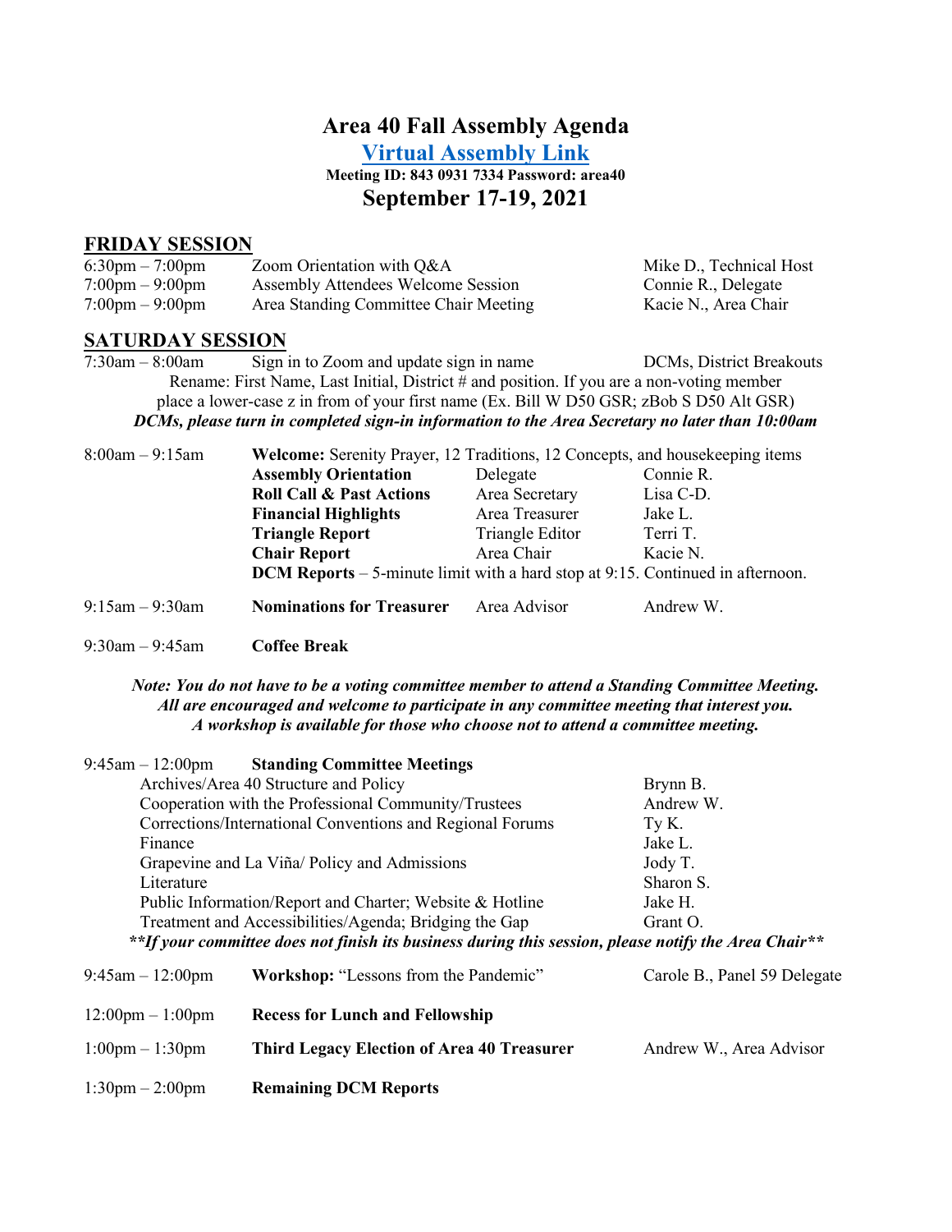# Area 40 Fall Assembly Agenda

**[Virtual Assembly Link]**

**Meeting ID: 843 0931 7334 Password: area40**

## September 17-19, 2021

## FRIDAY SESSION

| Time | Event | Host |
|---|---|---|
| 6:30pm – 7:00pm | Zoom Orientation with Q&A | Mike D., Technical Host |
| 7:00pm – 9:00pm | Assembly Attendees Welcome Session | Connie R., Delegate |
| 7:00pm – 9:00pm | Area Standing Committee Chair Meeting | Kacie N., Area Chair |

## SATURDAY SESSION

7:30am – 8:00am Sign in to Zoom and update sign in name — DCMs, District Breakouts

Rename: First Name, Last Initial, District # and position. If you are a non-voting member place a lower-case z in from of your first name (Ex. Bill W D50 GSR; zBob S D50 Alt GSR)

***DCMs, please turn in completed sign-in information to the Area Secretary no later than 10:00am***

8:00am – 9:15am **Welcome:** Serenity Prayer, 12 Traditions, 12 Concepts, and housekeeping items

| Item | Position | Name |
|---|---|---|
| **Assembly Orientation** | Delegate | Connie R. |
| **Roll Call & Past Actions** | Area Secretary | Lisa C-D. |
| **Financial Highlights** | Area Treasurer | Jake L. |
| **Triangle Report** | Triangle Editor | Terri T. |
| **Chair Report** | Area Chair | Kacie N. |

**DCM Reports** – 5-minute limit with a hard stop at 9:15. Continued in afternoon.

9:15am – 9:30am **Nominations for Treasurer** — Area Advisor — Andrew W.

9:30am – 9:45am **Coffee Break**

***Note: You do not have to be a voting committee member to attend a Standing Committee Meeting. All are encouraged and welcome to participate in any committee meeting that interest you. A workshop is available for those who choose not to attend a committee meeting.***

9:45am – 12:00pm **Standing Committee Meetings**

| Committee | Chair |
|---|---|
| Archives/Area 40 Structure and Policy | Brynn B. |
| Cooperation with the Professional Community/Trustees | Andrew W. |
| Corrections/International Conventions and Regional Forums | Ty K. |
| Finance | Jake L. |
| Grapevine and La Viña/ Policy and Admissions | Jody T. |
| Literature | Sharon S. |
| Public Information/Report and Charter; Website & Hotline | Jake H. |
| Treatment and Accessibilities/Agenda; Bridging the Gap | Grant O. |

***\*\*If your committee does not finish its business during this session, please notify the Area Chair\*\****

| Time | Event | Host |
|---|---|---|
| 9:45am – 12:00pm | **Workshop:** "Lessons from the Pandemic" | Carole B., Panel 59 Delegate |
| 12:00pm – 1:00pm | **Recess for Lunch and Fellowship** | |
| 1:00pm – 1:30pm | **Third Legacy Election of Area 40 Treasurer** | Andrew W., Area Advisor |
| 1:30pm – 2:00pm | **Remaining DCM Reports** | |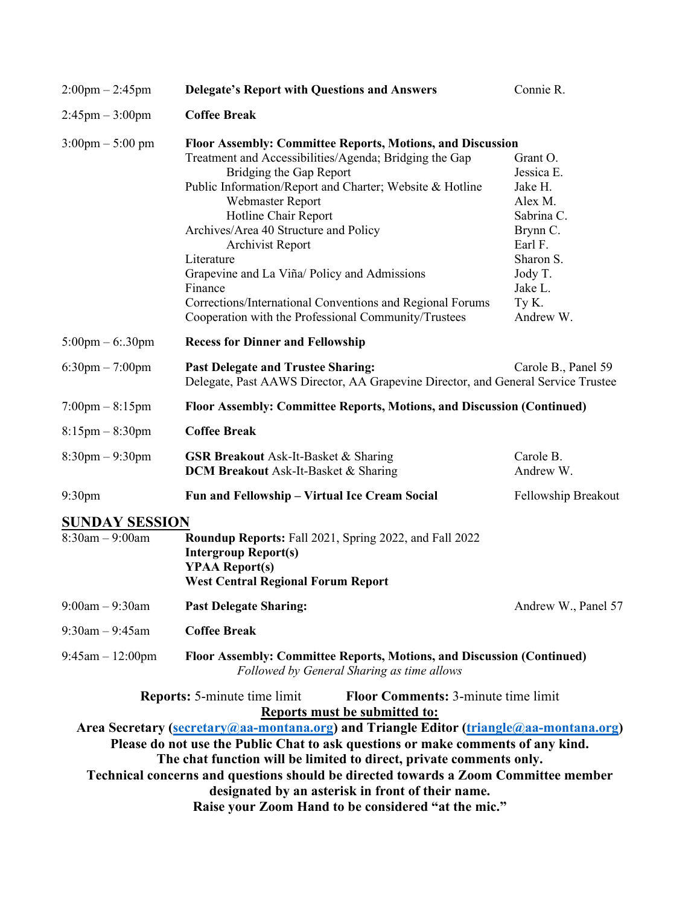| | | |
|---|---|---|
| 2:00pm – 2:45pm | **Delegate's Report with Questions and Answers** | Connie R. |
| 2:45pm – 3:00pm | **Coffee Break** | |
| 3:00pm – 5:00 pm | **Floor Assembly: Committee Reports, Motions, and Discussion** | |
| | Treatment and Accessibilities/Agenda; Bridging the Gap | Grant O. |
| | Bridging the Gap Report | Jessica E. |
| | Public Information/Report and Charter; Website & Hotline | Jake H. |
| | Webmaster Report | Alex M. |
| | Hotline Chair Report | Sabrina C. |
| | Archives/Area 40 Structure and Policy | Brynn C. |
| | Archivist Report | Earl F. |
| | Literature | Sharon S. |
| | Grapevine and La Viña/ Policy and Admissions | Jody T. |
| | Finance | Jake L. |
| | Corrections/International Conventions and Regional Forums | Ty K. |
| | Cooperation with the Professional Community/Trustees | Andrew W. |
| 5:00pm – 6:.30pm | **Recess for Dinner and Fellowship** | |
| 6:30pm – 7:00pm | **Past Delegate and Trustee Sharing:** Delegate, Past AAWS Director, AA Grapevine Director, and General Service Trustee | Carole B., Panel 59 |
| 7:00pm – 8:15pm | **Floor Assembly: Committee Reports, Motions, and Discussion (Continued)** | |
| 8:15pm – 8:30pm | **Coffee Break** | |
| 8:30pm – 9:30pm | **GSR Breakout** Ask-It-Basket & Sharing | Carole B. |
| | **DCM Breakout** Ask-It-Basket & Sharing | Andrew W. |
| 9:30pm | **Fun and Fellowship – Virtual Ice Cream Social** | Fellowship Breakout |

## SUNDAY SESSION

| | | |
|---|---|---|
| 8:30am – 9:00am | **Roundup Reports:** Fall 2021, Spring 2022, and Fall 2022<br>**Intergroup Report(s)**<br>**YPAA Report(s)**<br>**West Central Regional Forum Report** | |
| 9:00am – 9:30am | **Past Delegate Sharing:** | Andrew W., Panel 57 |
| 9:30am – 9:45am | **Coffee Break** | |
| 9:45am – 12:00pm | **Floor Assembly: Committee Reports, Motions, and Discussion (Continued)**<br>*Followed by General Sharing as time allows* | |

**Reports:** 5-minute time limit  **Floor Comments:** 3-minute time limit

**Reports must be submitted to:**

**Area Secretary (secretary@aa-montana.org) and Triangle Editor (triangle@aa-montana.org)**

**Please do not use the Public Chat to ask questions or make comments of any kind.**

**The chat function will be limited to direct, private comments only.**

**Technical concerns and questions should be directed towards a Zoom Committee member designated by an asterisk in front of their name.**

**Raise your Zoom Hand to be considered "at the mic."**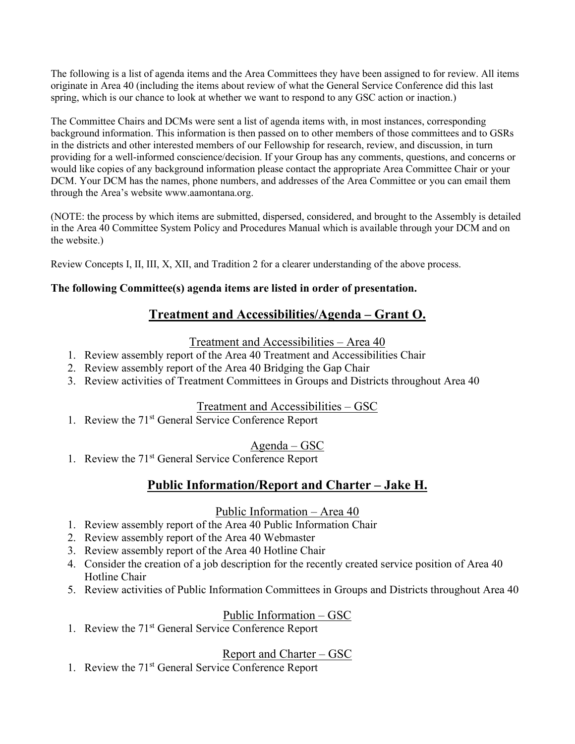The following is a list of agenda items and the Area Committees they have been assigned to for review. All items originate in Area 40 (including the items about review of what the General Service Conference did this last spring, which is our chance to look at whether we want to respond to any GSC action or inaction.)

The Committee Chairs and DCMs were sent a list of agenda items with, in most instances, corresponding background information. This information is then passed on to other members of those committees and to GSRs in the districts and other interested members of our Fellowship for research, review, and discussion, in turn providing for a well-informed conscience/decision. If your Group has any comments, questions, and concerns or would like copies of any background information please contact the appropriate Area Committee Chair or your DCM. Your DCM has the names, phone numbers, and addresses of the Area Committee or you can email them through the Area's website www.aamontana.org.

(NOTE: the process by which items are submitted, dispersed, considered, and brought to the Assembly is detailed in the Area 40 Committee System Policy and Procedures Manual which is available through your DCM and on the website.)

Review Concepts I, II, III, X, XII, and Tradition 2 for a clearer understanding of the above process.

**The following Committee(s) agenda items are listed in order of presentation.**

## Treatment and Accessibilities/Agenda – Grant O.

### Treatment and Accessibilities – Area 40

1. Review assembly report of the Area 40 Treatment and Accessibilities Chair
2. Review assembly report of the Area 40 Bridging the Gap Chair
3. Review activities of Treatment Committees in Groups and Districts throughout Area 40

### Treatment and Accessibilities – GSC

1. Review the 71st General Service Conference Report

### Agenda – GSC

1. Review the 71st General Service Conference Report

## Public Information/Report and Charter – Jake H.

### Public Information – Area 40

1. Review assembly report of the Area 40 Public Information Chair
2. Review assembly report of the Area 40 Webmaster
3. Review assembly report of the Area 40 Hotline Chair
4. Consider the creation of a job description for the recently created service position of Area 40 Hotline Chair
5. Review activities of Public Information Committees in Groups and Districts throughout Area 40

### Public Information – GSC

1. Review the 71st General Service Conference Report

### Report and Charter – GSC

1. Review the 71st General Service Conference Report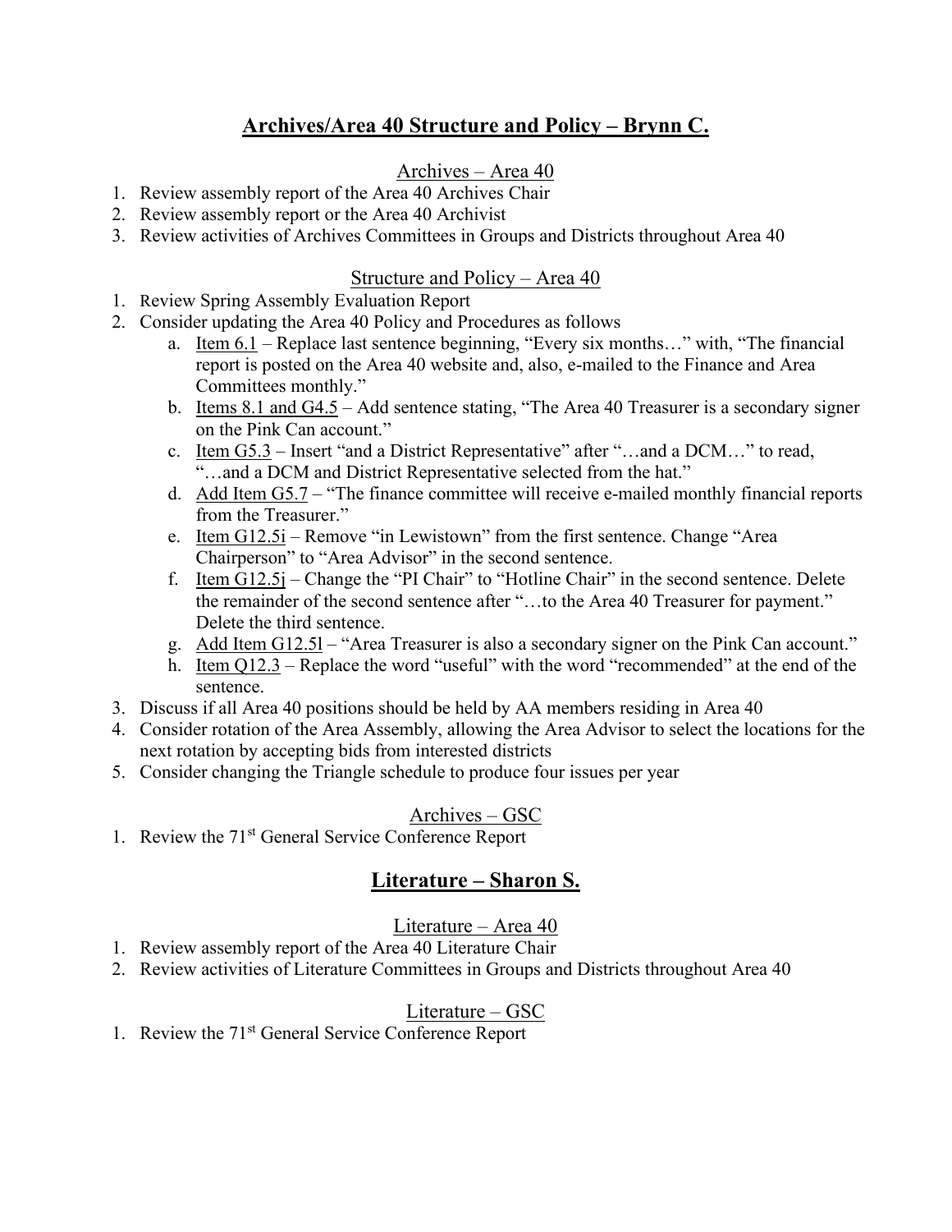## **Archives/Area 40 Structure and Policy – Brynn C.**

### Archives – Area 40

1. Review assembly report of the Area 40 Archives Chair
2. Review assembly report or the Area 40 Archivist
3. Review activities of Archives Committees in Groups and Districts throughout Area 40

### Structure and Policy – Area 40

1. Review Spring Assembly Evaluation Report
2. Consider updating the Area 40 Policy and Procedures as follows
   a. Item 6.1 – Replace last sentence beginning, "Every six months…" with, "The financial report is posted on the Area 40 website and, also, e-mailed to the Finance and Area Committees monthly."
   b. Items 8.1 and G4.5 – Add sentence stating, "The Area 40 Treasurer is a secondary signer on the Pink Can account."
   c. Item G5.3 – Insert "and a District Representative" after "…and a DCM…" to read, "…and a DCM and District Representative selected from the hat."
   d. Add Item G5.7 – "The finance committee will receive e-mailed monthly financial reports from the Treasurer."
   e. Item G12.5i – Remove "in Lewistown" from the first sentence. Change "Area Chairperson" to "Area Advisor" in the second sentence.
   f. Item G12.5j – Change the "PI Chair" to "Hotline Chair" in the second sentence. Delete the remainder of the second sentence after "…to the Area 40 Treasurer for payment." Delete the third sentence.
   g. Add Item G12.5l – "Area Treasurer is also a secondary signer on the Pink Can account."
   h. Item Q12.3 – Replace the word "useful" with the word "recommended" at the end of the sentence.
3. Discuss if all Area 40 positions should be held by AA members residing in Area 40
4. Consider rotation of the Area Assembly, allowing the Area Advisor to select the locations for the next rotation by accepting bids from interested districts
5. Consider changing the Triangle schedule to produce four issues per year

### Archives – GSC

1. Review the 71st General Service Conference Report

## **Literature – Sharon S.**

### Literature – Area 40

1. Review assembly report of the Area 40 Literature Chair
2. Review activities of Literature Committees in Groups and Districts throughout Area 40

### Literature – GSC

1. Review the 71st General Service Conference Report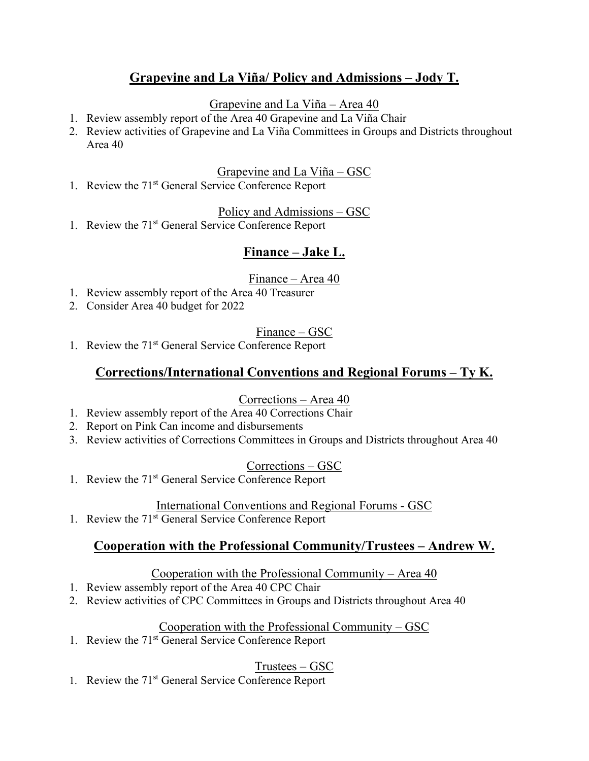## Grapevine and La Viña/ Policy and Admissions – Jody T.

### Grapevine and La Viña – Area 40

1. Review assembly report of the Area 40 Grapevine and La Viña Chair
2. Review activities of Grapevine and La Viña Committees in Groups and Districts throughout Area 40

### Grapevine and La Viña – GSC

1. Review the 71st General Service Conference Report

### Policy and Admissions – GSC

1. Review the 71st General Service Conference Report

## Finance – Jake L.

### Finance – Area 40

1. Review assembly report of the Area 40 Treasurer
2. Consider Area 40 budget for 2022

### Finance – GSC

1. Review the 71st General Service Conference Report

## Corrections/International Conventions and Regional Forums – Ty K.

### Corrections – Area 40

1. Review assembly report of the Area 40 Corrections Chair
2. Report on Pink Can income and disbursements
3. Review activities of Corrections Committees in Groups and Districts throughout Area 40

### Corrections – GSC

1. Review the 71st General Service Conference Report

### International Conventions and Regional Forums - GSC

1. Review the 71st General Service Conference Report

## Cooperation with the Professional Community/Trustees – Andrew W.

### Cooperation with the Professional Community – Area 40

1. Review assembly report of the Area 40 CPC Chair
2. Review activities of CPC Committees in Groups and Districts throughout Area 40

### Cooperation with the Professional Community – GSC

1. Review the 71st General Service Conference Report

### Trustees – GSC

1. Review the 71st General Service Conference Report